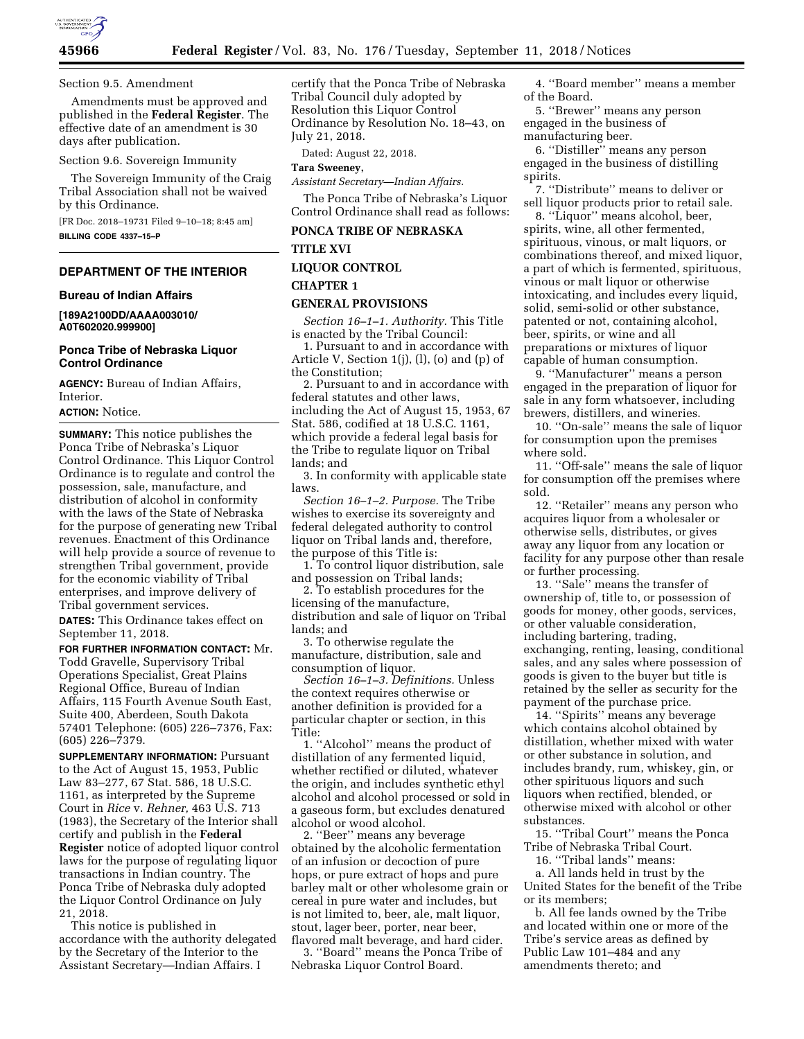Section 9.5. Amendment

Amendments must be approved and published in the **Federal Register**. The effective date of an amendment is 30 days after publication.

Section 9.6. Sovereign Immunity

The Sovereign Immunity of the Craig Tribal Association shall not be waived by this Ordinance.

[FR Doc. 2018–19731 Filed 9–10–18; 8:45 am]

**BILLING CODE 4337–15–P**

## DEPARTMENT OF THE INTERIOR

### Bureau of Indian Affairs

**[189A2100DD/AAAA003010/ A0T602020.999900]**

### Ponca Tribe of Nebraska Liquor Control Ordinance

**AGENCY:** Bureau of Indian Affairs, Interior.

**ACTION:** Notice.

**SUMMARY:** This notice publishes the Ponca Tribe of Nebraska's Liquor Control Ordinance. This Liquor Control Ordinance is to regulate and control the possession, sale, manufacture, and distribution of alcohol in conformity with the laws of the State of Nebraska for the purpose of generating new Tribal revenues. Enactment of this Ordinance will help provide a source of revenue to strengthen Tribal government, provide for the economic viability of Tribal enterprises, and improve delivery of Tribal government services.

**DATES:** This Ordinance takes effect on September 11, 2018.

**FOR FURTHER INFORMATION CONTACT:** Mr. Todd Gravelle, Supervisory Tribal Operations Specialist, Great Plains Regional Office, Bureau of Indian Affairs, 115 Fourth Avenue South East, Suite 400, Aberdeen, South Dakota 57401 Telephone: (605) 226–7376, Fax: (605) 226–7379.

**SUPPLEMENTARY INFORMATION:** Pursuant to the Act of August 15, 1953, Public Law 83–277, 67 Stat. 586, 18 U.S.C. 1161, as interpreted by the Supreme Court in *Rice* v. *Rehner,* 463 U.S. 713 (1983), the Secretary of the Interior shall certify and publish in the **Federal Register** notice of adopted liquor control laws for the purpose of regulating liquor transactions in Indian country. The Ponca Tribe of Nebraska duly adopted the Liquor Control Ordinance on July 21, 2018.

This notice is published in accordance with the authority delegated by the Secretary of the Interior to the Assistant Secretary—Indian Affairs. I certify that the Ponca Tribe of Nebraska Tribal Council duly adopted by Resolution this Liquor Control Ordinance by Resolution No. 18–43, on July 21, 2018.

Dated: August 22, 2018.

**Tara Sweeney,**

*Assistant Secretary—Indian Affairs.*

The Ponca Tribe of Nebraska's Liquor Control Ordinance shall read as follows:

**PONCA TRIBE OF NEBRASKA**

**TITLE XVI**

**LIQUOR CONTROL**

**CHAPTER 1**

**GENERAL PROVISIONS**

*Section 16–1–1. Authority.* This Title is enacted by the Tribal Council:

1. Pursuant to and in accordance with Article V, Section 1(j), (l), (o) and (p) of the Constitution;
2. Pursuant to and in accordance with federal statutes and other laws, including the Act of August 15, 1953, 67 Stat. 586, codified at 18 U.S.C. 1161, which provide a federal legal basis for the Tribe to regulate liquor on Tribal lands; and
3. In conformity with applicable state laws.

*Section 16–1–2. Purpose.* The Tribe wishes to exercise its sovereignty and federal delegated authority to control liquor on Tribal lands and, therefore, the purpose of this Title is:

1. To control liquor distribution, sale and possession on Tribal lands;
2. To establish procedures for the licensing of the manufacture, distribution and sale of liquor on Tribal lands; and
3. To otherwise regulate the manufacture, distribution, sale and consumption of liquor.

*Section 16–1–3. Definitions.* Unless the context requires otherwise or another definition is provided for a particular chapter or section, in this Title:

1. ''Alcohol'' means the product of distillation of any fermented liquid, whether rectified or diluted, whatever the origin, and includes synthetic ethyl alcohol and alcohol processed or sold in a gaseous form, but excludes denatured alcohol or wood alcohol.
2. ''Beer'' means any beverage obtained by the alcoholic fermentation of an infusion or decoction of pure hops, or pure extract of hops and pure barley malt or other wholesome grain or cereal in pure water and includes, but is not limited to, beer, ale, malt liquor, stout, lager beer, porter, near beer, flavored malt beverage, and hard cider.
3. ''Board'' means the Ponca Tribe of Nebraska Liquor Control Board.
4. ''Board member'' means a member of the Board.
5. ''Brewer'' means any person engaged in the business of manufacturing beer.
6. ''Distiller'' means any person engaged in the business of distilling spirits.
7. ''Distribute'' means to deliver or sell liquor products prior to retail sale.
8. ''Liquor'' means alcohol, beer, spirits, wine, all other fermented, spirituous, vinous, or malt liquors, or combinations thereof, and mixed liquor, a part of which is fermented, spirituous, vinous or malt liquor or otherwise intoxicating, and includes every liquid, solid, semi-solid or other substance, patented or not, containing alcohol, beer, spirits, or wine and all preparations or mixtures of liquor capable of human consumption.
9. ''Manufacturer'' means a person engaged in the preparation of liquor for sale in any form whatsoever, including brewers, distillers, and wineries.
10. ''On-sale'' means the sale of liquor for consumption upon the premises where sold.
11. ''Off-sale'' means the sale of liquor for consumption off the premises where sold.
12. ''Retailer'' means any person who acquires liquor from a wholesaler or otherwise sells, distributes, or gives away any liquor from any location or facility for any purpose other than resale or further processing.
13. ''Sale'' means the transfer of ownership of, title to, or possession of goods for money, other goods, services, or other valuable consideration, including bartering, trading, exchanging, renting, leasing, conditional sales, and any sales where possession of goods is given to the buyer but title is retained by the seller as security for the payment of the purchase price.
14. ''Spirits'' means any beverage which contains alcohol obtained by distillation, whether mixed with water or other substance in solution, and includes brandy, rum, whiskey, gin, or other spirituous liquors and such liquors when rectified, blended, or otherwise mixed with alcohol or other substances.
15. ''Tribal Court'' means the Ponca Tribe of Nebraska Tribal Court.
16. ''Tribal lands'' means:

a. All lands held in trust by the United States for the benefit of the Tribe or its members;

b. All fee lands owned by the Tribe and located within one or more of the Tribe's service areas as defined by Public Law 101–484 and any amendments thereto; and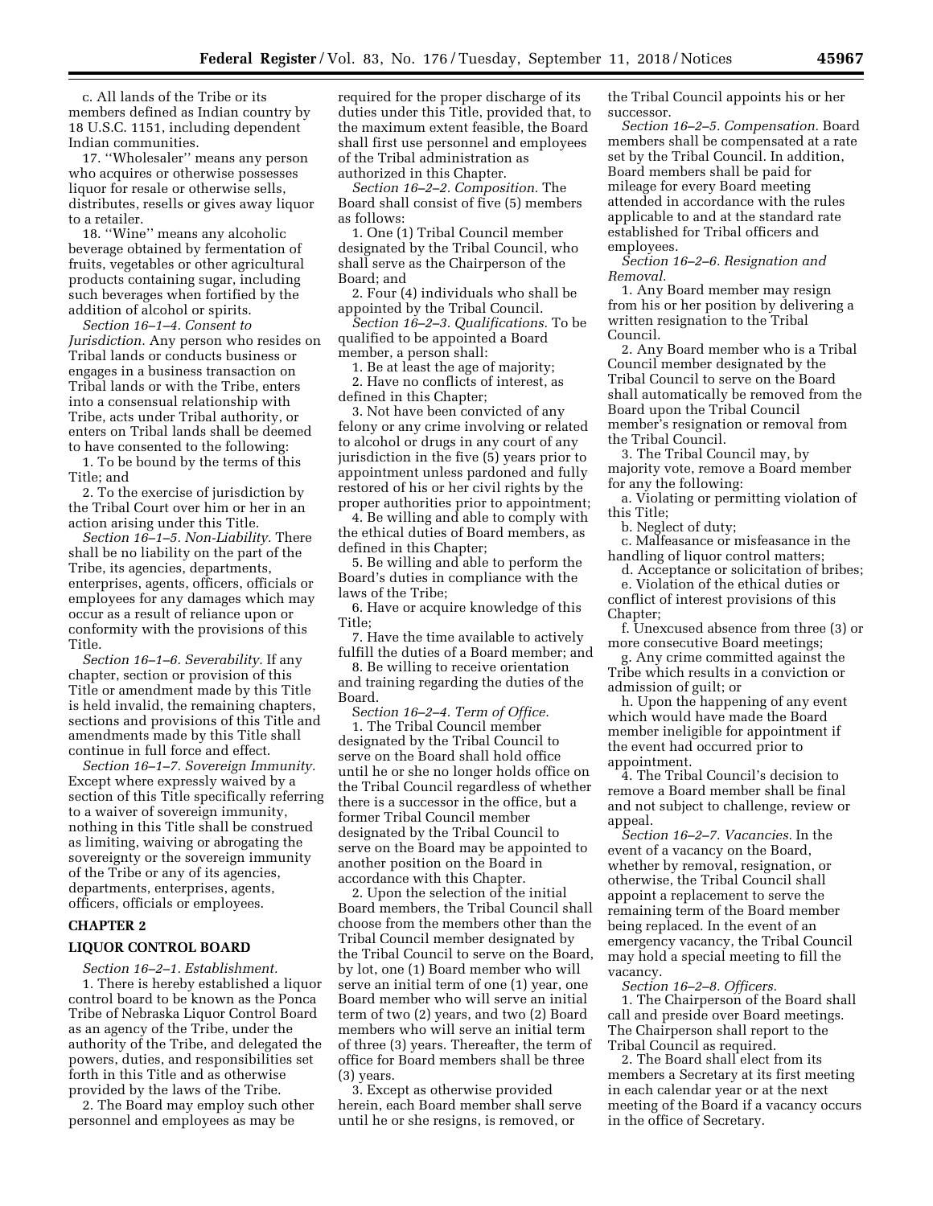c. All lands of the Tribe or its members defined as Indian country by 18 U.S.C. 1151, including dependent Indian communities.

17. ''Wholesaler'' means any person who acquires or otherwise possesses liquor for resale or otherwise sells, distributes, resells or gives away liquor to a retailer.

18. ''Wine'' means any alcoholic beverage obtained by fermentation of fruits, vegetables or other agricultural products containing sugar, including such beverages when fortified by the addition of alcohol or spirits.

*Section 16–1–4. Consent to Jurisdiction.* Any person who resides on Tribal lands or conducts business or engages in a business transaction on Tribal lands or with the Tribe, enters into a consensual relationship with Tribe, acts under Tribal authority, or enters on Tribal lands shall be deemed to have consented to the following:

1. To be bound by the terms of this Title; and
2. To the exercise of jurisdiction by the Tribal Court over him or her in an action arising under this Title.

*Section 16–1–5. Non-Liability.* There shall be no liability on the part of the Tribe, its agencies, departments, enterprises, agents, officers, officials or employees for any damages which may occur as a result of reliance upon or conformity with the provisions of this Title.

*Section 16–1–6. Severability.* If any chapter, section or provision of this Title or amendment made by this Title is held invalid, the remaining chapters, sections and provisions of this Title and amendments made by this Title shall continue in full force and effect.

*Section 16–1–7. Sovereign Immunity.* Except where expressly waived by a section of this Title specifically referring to a waiver of sovereign immunity, nothing in this Title shall be construed as limiting, waiving or abrogating the sovereignty or the sovereign immunity of the Tribe or any of its agencies, departments, enterprises, agents, officers, officials or employees.

## CHAPTER 2

## LIQUOR CONTROL BOARD

*Section 16–2–1. Establishment.*

1. There is hereby established a liquor control board to be known as the Ponca Tribe of Nebraska Liquor Control Board as an agency of the Tribe, under the authority of the Tribe, and delegated the powers, duties, and responsibilities set forth in this Title and as otherwise provided by the laws of the Tribe.
2. The Board may employ such other personnel and employees as may be required for the proper discharge of its duties under this Title, provided that, to the maximum extent feasible, the Board shall first use personnel and employees of the Tribal administration as authorized in this Chapter.

*Section 16–2–2. Composition.* The Board shall consist of five (5) members as follows:

1. One (1) Tribal Council member designated by the Tribal Council, who shall serve as the Chairperson of the Board; and
2. Four (4) individuals who shall be appointed by the Tribal Council.

*Section 16–2–3. Qualifications.* To be qualified to be appointed a Board member, a person shall:

1. Be at least the age of majority;
2. Have no conflicts of interest, as defined in this Chapter;
3. Not have been convicted of any felony or any crime involving or related to alcohol or drugs in any court of any jurisdiction in the five (5) years prior to appointment unless pardoned and fully restored of his or her civil rights by the proper authorities prior to appointment;
4. Be willing and able to comply with the ethical duties of Board members, as defined in this Chapter;
5. Be willing and able to perform the Board's duties in compliance with the laws of the Tribe;
6. Have or acquire knowledge of this Title;
7. Have the time available to actively fulfill the duties of a Board member; and
8. Be willing to receive orientation and training regarding the duties of the Board.

*Section 16–2–4. Term of Office.*

1. The Tribal Council member designated by the Tribal Council to serve on the Board shall hold office until he or she no longer holds office on the Tribal Council regardless of whether there is a successor in the office, but a former Tribal Council member designated by the Tribal Council to serve on the Board may be appointed to another position on the Board in accordance with this Chapter.
2. Upon the selection of the initial Board members, the Tribal Council shall choose from the members other than the Tribal Council member designated by the Tribal Council to serve on the Board, by lot, one (1) Board member who will serve an initial term of one (1) year, one Board member who will serve an initial term of two (2) years, and two (2) Board members who will serve an initial term of three (3) years. Thereafter, the term of office for Board members shall be three (3) years.
3. Except as otherwise provided herein, each Board member shall serve until he or she resigns, is removed, or the Tribal Council appoints his or her successor.

*Section 16–2–5. Compensation.* Board members shall be compensated at a rate set by the Tribal Council. In addition, Board members shall be paid for mileage for every Board meeting attended in accordance with the rules applicable to and at the standard rate established for Tribal officers and employees.

*Section 16–2–6. Resignation and Removal.*

1. Any Board member may resign from his or her position by delivering a written resignation to the Tribal Council.
2. Any Board member who is a Tribal Council member designated by the Tribal Council to serve on the Board shall automatically be removed from the Board upon the Tribal Council member's resignation or removal from the Tribal Council.
3. The Tribal Council may, by majority vote, remove a Board member for any the following:
   a. Violating or permitting violation of this Title;
   b. Neglect of duty;
   c. Malfeasance or misfeasance in the handling of liquor control matters;
   d. Acceptance or solicitation of bribes;
   e. Violation of the ethical duties or conflict of interest provisions of this Chapter;
   f. Unexcused absence from three (3) or more consecutive Board meetings;
   g. Any crime committed against the Tribe which results in a conviction or admission of guilt; or
   h. Upon the happening of any event which would have made the Board member ineligible for appointment if the event had occurred prior to appointment.
4. The Tribal Council's decision to remove a Board member shall be final and not subject to challenge, review or appeal.

*Section 16–2–7. Vacancies.* In the event of a vacancy on the Board, whether by removal, resignation, or otherwise, the Tribal Council shall appoint a replacement to serve the remaining term of the Board member being replaced. In the event of an emergency vacancy, the Tribal Council may hold a special meeting to fill the vacancy.

*Section 16–2–8. Officers.*

1. The Chairperson of the Board shall call and preside over Board meetings. The Chairperson shall report to the Tribal Council as required.
2. The Board shall elect from its members a Secretary at its first meeting in each calendar year or at the next meeting of the Board if a vacancy occurs in the office of Secretary.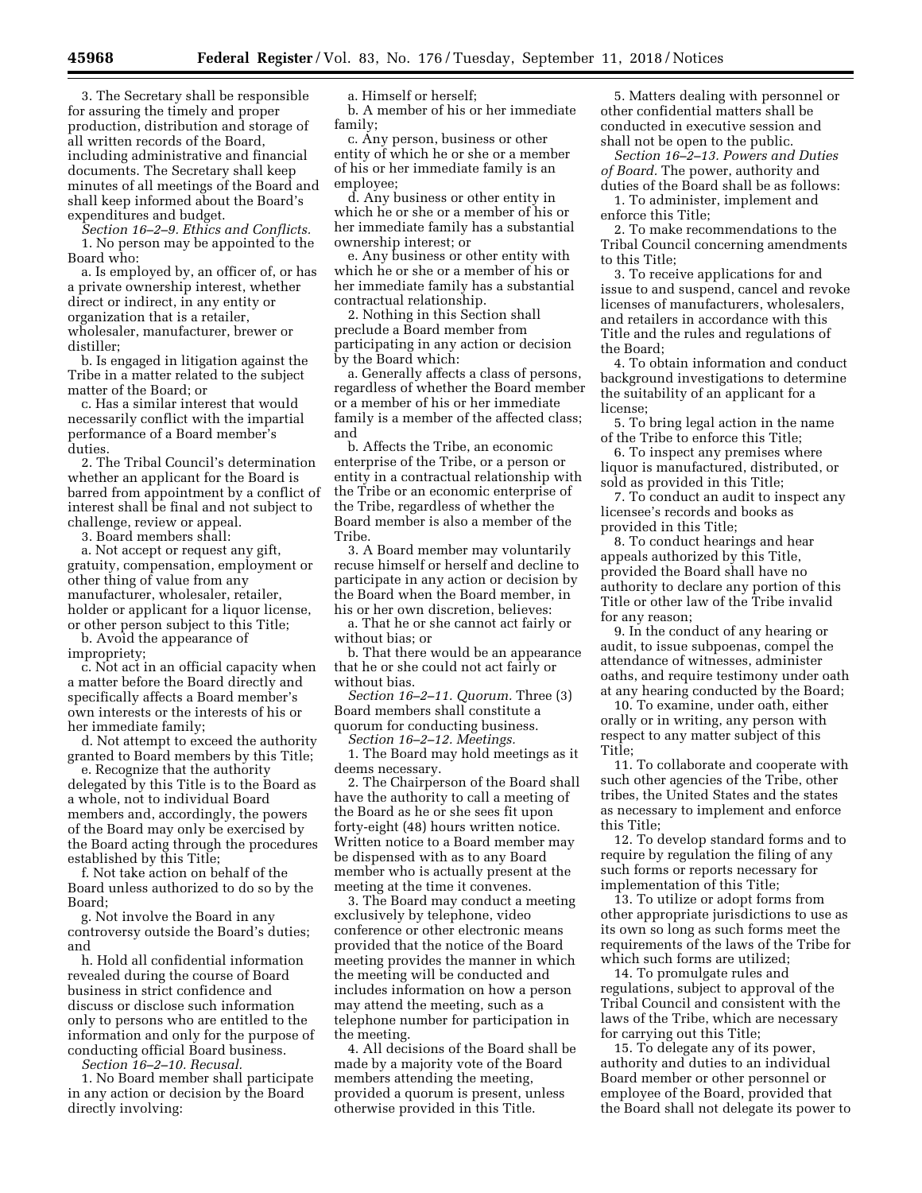3. The Secretary shall be responsible for assuring the timely and proper production, distribution and storage of all written records of the Board, including administrative and financial documents. The Secretary shall keep minutes of all meetings of the Board and shall keep informed about the Board's expenditures and budget.

*Section 16–2–9. Ethics and Conflicts.*

1. No person may be appointed to the Board who:

a. Is employed by, an officer of, or has a private ownership interest, whether direct or indirect, in any entity or organization that is a retailer, wholesaler, manufacturer, brewer or distiller;

b. Is engaged in litigation against the Tribe in a matter related to the subject matter of the Board; or

c. Has a similar interest that would necessarily conflict with the impartial performance of a Board member's duties.

2. The Tribal Council's determination whether an applicant for the Board is barred from appointment by a conflict of interest shall be final and not subject to challenge, review or appeal.

3. Board members shall:

a. Not accept or request any gift, gratuity, compensation, employment or other thing of value from any manufacturer, wholesaler, retailer, holder or applicant for a liquor license, or other person subject to this Title;

b. Avoid the appearance of impropriety;

c. Not act in an official capacity when a matter before the Board directly and specifically affects a Board member's own interests or the interests of his or her immediate family;

d. Not attempt to exceed the authority granted to Board members by this Title;

e. Recognize that the authority delegated by this Title is to the Board as a whole, not to individual Board members and, accordingly, the powers of the Board may only be exercised by the Board acting through the procedures established by this Title;

f. Not take action on behalf of the Board unless authorized to do so by the Board;

g. Not involve the Board in any controversy outside the Board's duties; and

h. Hold all confidential information revealed during the course of Board business in strict confidence and discuss or disclose such information only to persons who are entitled to the information and only for the purpose of conducting official Board business.

*Section 16–2–10. Recusal.*

1. No Board member shall participate in any action or decision by the Board directly involving:

a. Himself or herself;

b. A member of his or her immediate family;

c. Any person, business or other entity of which he or she or a member of his or her immediate family is an employee;

d. Any business or other entity in which he or she or a member of his or her immediate family has a substantial ownership interest; or

e. Any business or other entity with which he or she or a member of his or her immediate family has a substantial contractual relationship.

2. Nothing in this Section shall preclude a Board member from participating in any action or decision by the Board which:

a. Generally affects a class of persons, regardless of whether the Board member or a member of his or her immediate family is a member of the affected class; and

b. Affects the Tribe, an economic enterprise of the Tribe, or a person or entity in a contractual relationship with the Tribe or an economic enterprise of the Tribe, regardless of whether the Board member is also a member of the Tribe.

3. A Board member may voluntarily recuse himself or herself and decline to participate in any action or decision by the Board when the Board member, in his or her own discretion, believes:

a. That he or she cannot act fairly or without bias; or

b. That there would be an appearance that he or she could not act fairly or without bias.

*Section 16–2–11. Quorum.* Three (3) Board members shall constitute a quorum for conducting business.

*Section 16–2–12. Meetings.*

1. The Board may hold meetings as it deems necessary.

2. The Chairperson of the Board shall have the authority to call a meeting of the Board as he or she sees fit upon forty-eight (48) hours written notice. Written notice to a Board member may be dispensed with as to any Board member who is actually present at the meeting at the time it convenes.

3. The Board may conduct a meeting exclusively by telephone, video conference or other electronic means provided that the notice of the Board meeting provides the manner in which the meeting will be conducted and includes information on how a person may attend the meeting, such as a telephone number for participation in the meeting.

4. All decisions of the Board shall be made by a majority vote of the Board members attending the meeting, provided a quorum is present, unless otherwise provided in this Title.

5. Matters dealing with personnel or other confidential matters shall be conducted in executive session and shall not be open to the public.

*Section 16–2–13. Powers and Duties of Board.* The power, authority and duties of the Board shall be as follows:

1. To administer, implement and enforce this Title;

2. To make recommendations to the Tribal Council concerning amendments to this Title;

3. To receive applications for and issue to and suspend, cancel and revoke licenses of manufacturers, wholesalers, and retailers in accordance with this Title and the rules and regulations of the Board;

4. To obtain information and conduct background investigations to determine the suitability of an applicant for a license;

5. To bring legal action in the name of the Tribe to enforce this Title;

6. To inspect any premises where liquor is manufactured, distributed, or sold as provided in this Title;

7. To conduct an audit to inspect any licensee's records and books as provided in this Title;

8. To conduct hearings and hear appeals authorized by this Title, provided the Board shall have no authority to declare any portion of this Title or other law of the Tribe invalid for any reason;

9. In the conduct of any hearing or audit, to issue subpoenas, compel the attendance of witnesses, administer oaths, and require testimony under oath at any hearing conducted by the Board;

10. To examine, under oath, either orally or in writing, any person with respect to any matter subject of this Title;

11. To collaborate and cooperate with such other agencies of the Tribe, other tribes, the United States and the states as necessary to implement and enforce this Title;

12. To develop standard forms and to require by regulation the filing of any such forms or reports necessary for implementation of this Title;

13. To utilize or adopt forms from other appropriate jurisdictions to use as its own so long as such forms meet the requirements of the laws of the Tribe for which such forms are utilized;

14. To promulgate rules and regulations, subject to approval of the Tribal Council and consistent with the laws of the Tribe, which are necessary for carrying out this Title;

15. To delegate any of its power, authority and duties to an individual Board member or other personnel or employee of the Board, provided that the Board shall not delegate its power to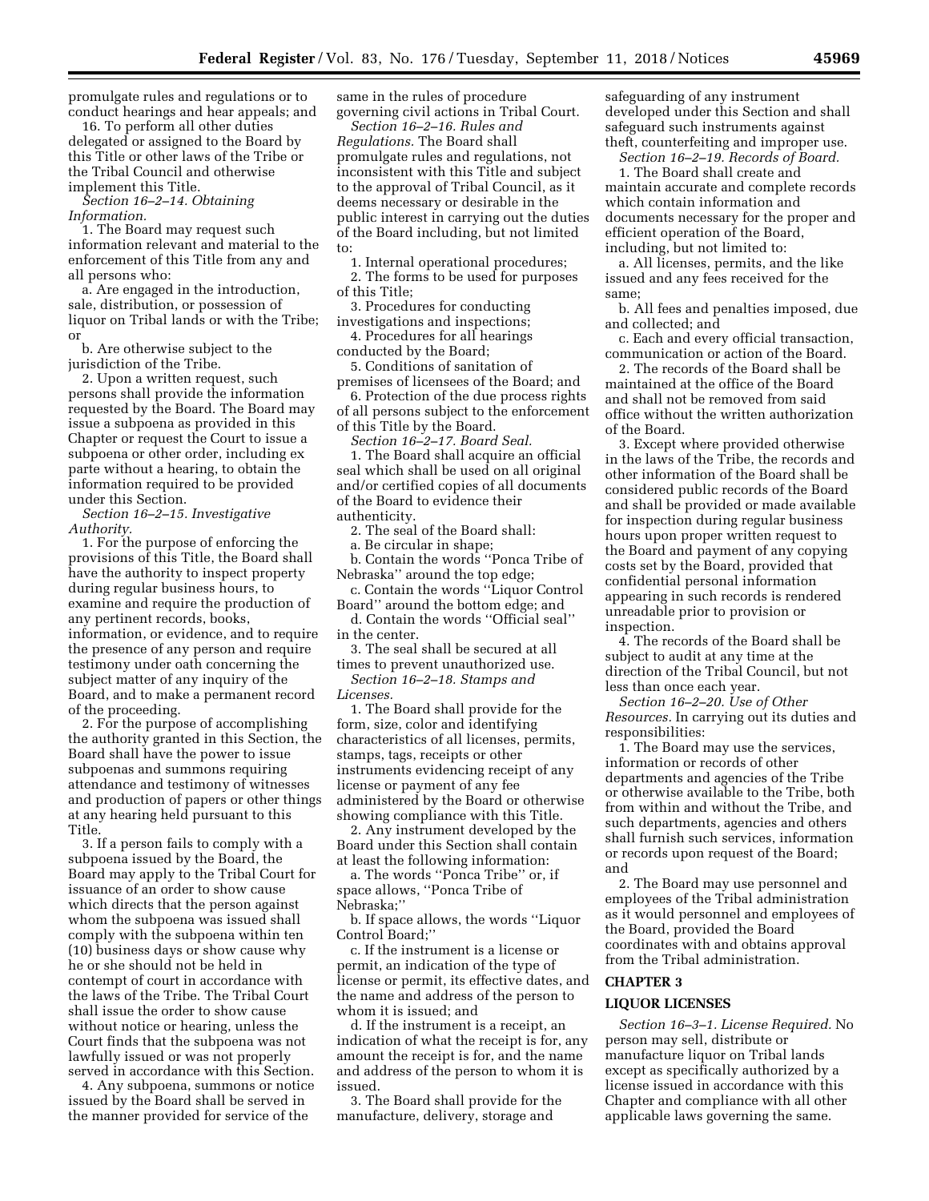promulgate rules and regulations or to conduct hearings and hear appeals; and

16. To perform all other duties delegated or assigned to the Board by this Title or other laws of the Tribe or the Tribal Council and otherwise implement this Title.

*Section 16–2–14. Obtaining Information.*

1. The Board may request such information relevant and material to the enforcement of this Title from any and all persons who:

a. Are engaged in the introduction, sale, distribution, or possession of liquor on Tribal lands or with the Tribe; or

b. Are otherwise subject to the jurisdiction of the Tribe.

2. Upon a written request, such persons shall provide the information requested by the Board. The Board may issue a subpoena as provided in this Chapter or request the Court to issue a subpoena or other order, including ex parte without a hearing, to obtain the information required to be provided under this Section.

*Section 16–2–15. Investigative Authority.*

1. For the purpose of enforcing the provisions of this Title, the Board shall have the authority to inspect property during regular business hours, to examine and require the production of any pertinent records, books, information, or evidence, and to require the presence of any person and require testimony under oath concerning the subject matter of any inquiry of the Board, and to make a permanent record of the proceeding.

2. For the purpose of accomplishing the authority granted in this Section, the Board shall have the power to issue subpoenas and summons requiring attendance and testimony of witnesses and production of papers or other things at any hearing held pursuant to this Title.

3. If a person fails to comply with a subpoena issued by the Board, the Board may apply to the Tribal Court for issuance of an order to show cause which directs that the person against whom the subpoena was issued shall comply with the subpoena within ten (10) business days or show cause why he or she should not be held in contempt of court in accordance with the laws of the Tribe. The Tribal Court shall issue the order to show cause without notice or hearing, unless the Court finds that the subpoena was not lawfully issued or was not properly served in accordance with this Section.

4. Any subpoena, summons or notice issued by the Board shall be served in the manner provided for service of the same in the rules of procedure governing civil actions in Tribal Court.

*Section 16–2–16. Rules and Regulations.* The Board shall promulgate rules and regulations, not inconsistent with this Title and subject to the approval of Tribal Council, as it deems necessary or desirable in the public interest in carrying out the duties of the Board including, but not limited to:

1. Internal operational procedures;

2. The forms to be used for purposes of this Title;

3. Procedures for conducting investigations and inspections;

4. Procedures for all hearings conducted by the Board;

5. Conditions of sanitation of premises of licensees of the Board; and

6. Protection of the due process rights of all persons subject to the enforcement of this Title by the Board.

*Section 16–2–17. Board Seal.*

1. The Board shall acquire an official seal which shall be used on all original and/or certified copies of all documents of the Board to evidence their authenticity.

2. The seal of the Board shall:

a. Be circular in shape;

b. Contain the words ''Ponca Tribe of Nebraska'' around the top edge;

c. Contain the words ''Liquor Control Board'' around the bottom edge; and

d. Contain the words ''Official seal'' in the center.

3. The seal shall be secured at all times to prevent unauthorized use.

*Section 16–2–18. Stamps and Licenses.*

1. The Board shall provide for the form, size, color and identifying characteristics of all licenses, permits, stamps, tags, receipts or other instruments evidencing receipt of any license or payment of any fee administered by the Board or otherwise showing compliance with this Title.

2. Any instrument developed by the Board under this Section shall contain at least the following information:

a. The words ''Ponca Tribe'' or, if space allows, ''Ponca Tribe of Nebraska;''

b. If space allows, the words ''Liquor Control Board;''

c. If the instrument is a license or permit, an indication of the type of license or permit, its effective dates, and the name and address of the person to whom it is issued; and

d. If the instrument is a receipt, an indication of what the receipt is for, any amount the receipt is for, and the name and address of the person to whom it is issued.

3. The Board shall provide for the manufacture, delivery, storage and safeguarding of any instrument developed under this Section and shall safeguard such instruments against theft, counterfeiting and improper use.

*Section 16–2–19. Records of Board.*

1. The Board shall create and maintain accurate and complete records which contain information and documents necessary for the proper and efficient operation of the Board, including, but not limited to:

a. All licenses, permits, and the like issued and any fees received for the same;

b. All fees and penalties imposed, due and collected; and

c. Each and every official transaction, communication or action of the Board.

2. The records of the Board shall be maintained at the office of the Board and shall not be removed from said office without the written authorization of the Board.

3. Except where provided otherwise in the laws of the Tribe, the records and other information of the Board shall be considered public records of the Board and shall be provided or made available for inspection during regular business hours upon proper written request to the Board and payment of any copying costs set by the Board, provided that confidential personal information appearing in such records is rendered unreadable prior to provision or inspection.

4. The records of the Board shall be subject to audit at any time at the direction of the Tribal Council, but not less than once each year.

*Section 16–2–20. Use of Other Resources.* In carrying out its duties and responsibilities:

1. The Board may use the services, information or records of other departments and agencies of the Tribe or otherwise available to the Tribe, both from within and without the Tribe, and such departments, agencies and others shall furnish such services, information or records upon request of the Board; and

2. The Board may use personnel and employees of the Tribal administration as it would personnel and employees of the Board, provided the Board coordinates with and obtains approval from the Tribal administration.

## CHAPTER 3

## LIQUOR LICENSES

*Section 16–3–1. License Required.* No person may sell, distribute or manufacture liquor on Tribal lands except as specifically authorized by a license issued in accordance with this Chapter and compliance with all other applicable laws governing the same.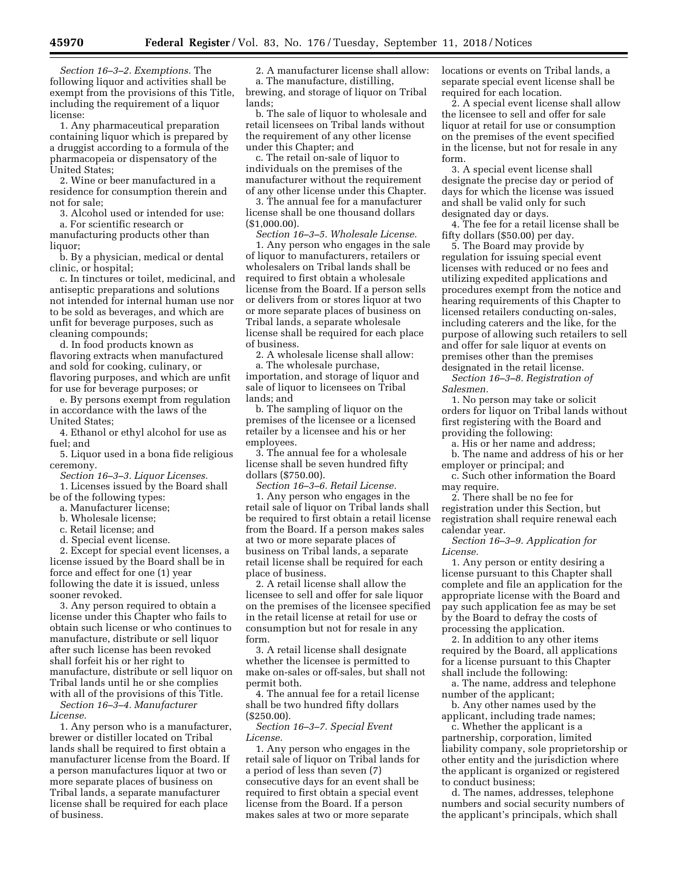*Section 16–3–2. Exemptions.* The following liquor and activities shall be exempt from the provisions of this Title, including the requirement of a liquor license:

1. Any pharmaceutical preparation containing liquor which is prepared by a druggist according to a formula of the pharmacopeia or dispensatory of the United States;

2. Wine or beer manufactured in a residence for consumption therein and not for sale;

3. Alcohol used or intended for use:

a. For scientific research or manufacturing products other than liquor;

b. By a physician, medical or dental clinic, or hospital;

c. In tinctures or toilet, medicinal, and antiseptic preparations and solutions not intended for internal human use nor to be sold as beverages, and which are unfit for beverage purposes, such as cleaning compounds;

d. In food products known as flavoring extracts when manufactured and sold for cooking, culinary, or flavoring purposes, and which are unfit for use for beverage purposes; or

e. By persons exempt from regulation in accordance with the laws of the United States;

4. Ethanol or ethyl alcohol for use as fuel; and

5. Liquor used in a bona fide religious ceremony.

*Section 16–3–3. Liquor Licenses.*

1. Licenses issued by the Board shall be of the following types:

a. Manufacturer license;

b. Wholesale license;

c. Retail license; and

d. Special event license.

2. Except for special event licenses, a license issued by the Board shall be in force and effect for one (1) year following the date it is issued, unless sooner revoked.

3. Any person required to obtain a license under this Chapter who fails to obtain such license or who continues to manufacture, distribute or sell liquor after such license has been revoked shall forfeit his or her right to manufacture, distribute or sell liquor on Tribal lands until he or she complies with all of the provisions of this Title.

*Section 16–3–4. Manufacturer License.*

1. Any person who is a manufacturer, brewer or distiller located on Tribal lands shall be required to first obtain a manufacturer license from the Board. If a person manufactures liquor at two or more separate places of business on Tribal lands, a separate manufacturer license shall be required for each place of business.

2. A manufacturer license shall allow:

a. The manufacture, distilling, brewing, and storage of liquor on Tribal lands;

b. The sale of liquor to wholesale and retail licensees on Tribal lands without the requirement of any other license under this Chapter; and

c. The retail on-sale of liquor to individuals on the premises of the manufacturer without the requirement of any other license under this Chapter.

3. The annual fee for a manufacturer license shall be one thousand dollars ($1,000.00).

*Section 16–3–5. Wholesale License.*

1. Any person who engages in the sale of liquor to manufacturers, retailers or wholesalers on Tribal lands shall be required to first obtain a wholesale license from the Board. If a person sells or delivers from or stores liquor at two or more separate places of business on Tribal lands, a separate wholesale license shall be required for each place of business.

2. A wholesale license shall allow:

a. The wholesale purchase, importation, and storage of liquor and sale of liquor to licensees on Tribal lands; and

b. The sampling of liquor on the premises of the licensee or a licensed retailer by a licensee and his or her employees.

3. The annual fee for a wholesale license shall be seven hundred fifty dollars ($750.00).

*Section 16–3–6. Retail License.*

1. Any person who engages in the retail sale of liquor on Tribal lands shall be required to first obtain a retail license from the Board. If a person makes sales at two or more separate places of business on Tribal lands, a separate retail license shall be required for each place of business.

2. A retail license shall allow the licensee to sell and offer for sale liquor on the premises of the licensee specified in the retail license at retail for use or consumption but not for resale in any form.

3. A retail license shall designate whether the licensee is permitted to make on-sales or off-sales, but shall not permit both.

4. The annual fee for a retail license shall be two hundred fifty dollars ($250.00).

*Section 16–3–7. Special Event License.*

1. Any person who engages in the retail sale of liquor on Tribal lands for a period of less than seven (7) consecutive days for an event shall be required to first obtain a special event license from the Board. If a person makes sales at two or more separate locations or events on Tribal lands, a separate special event license shall be required for each location.

2. A special event license shall allow the licensee to sell and offer for sale liquor at retail for use or consumption on the premises of the event specified in the license, but not for resale in any form.

3. A special event license shall designate the precise day or period of days for which the license was issued and shall be valid only for such designated day or days.

4. The fee for a retail license shall be fifty dollars ($50.00) per day.

5. The Board may provide by regulation for issuing special event licenses with reduced or no fees and utilizing expedited applications and procedures exempt from the notice and hearing requirements of this Chapter to licensed retailers conducting on-sales, including caterers and the like, for the purpose of allowing such retailers to sell and offer for sale liquor at events on premises other than the premises designated in the retail license.

*Section 16–3–8. Registration of Salesmen.*

1. No person may take or solicit orders for liquor on Tribal lands without first registering with the Board and providing the following:

a. His or her name and address;

b. The name and address of his or her employer or principal; and

c. Such other information the Board may require.

2. There shall be no fee for registration under this Section, but registration shall require renewal each calendar year.

*Section 16–3–9. Application for License.*

1. Any person or entity desiring a license pursuant to this Chapter shall complete and file an application for the appropriate license with the Board and pay such application fee as may be set by the Board to defray the costs of processing the application.

2. In addition to any other items required by the Board, all applications for a license pursuant to this Chapter shall include the following:

a. The name, address and telephone number of the applicant;

b. Any other names used by the applicant, including trade names;

c. Whether the applicant is a partnership, corporation, limited liability company, sole proprietorship or other entity and the jurisdiction where the applicant is organized or registered to conduct business;

d. The names, addresses, telephone numbers and social security numbers of the applicant's principals, which shall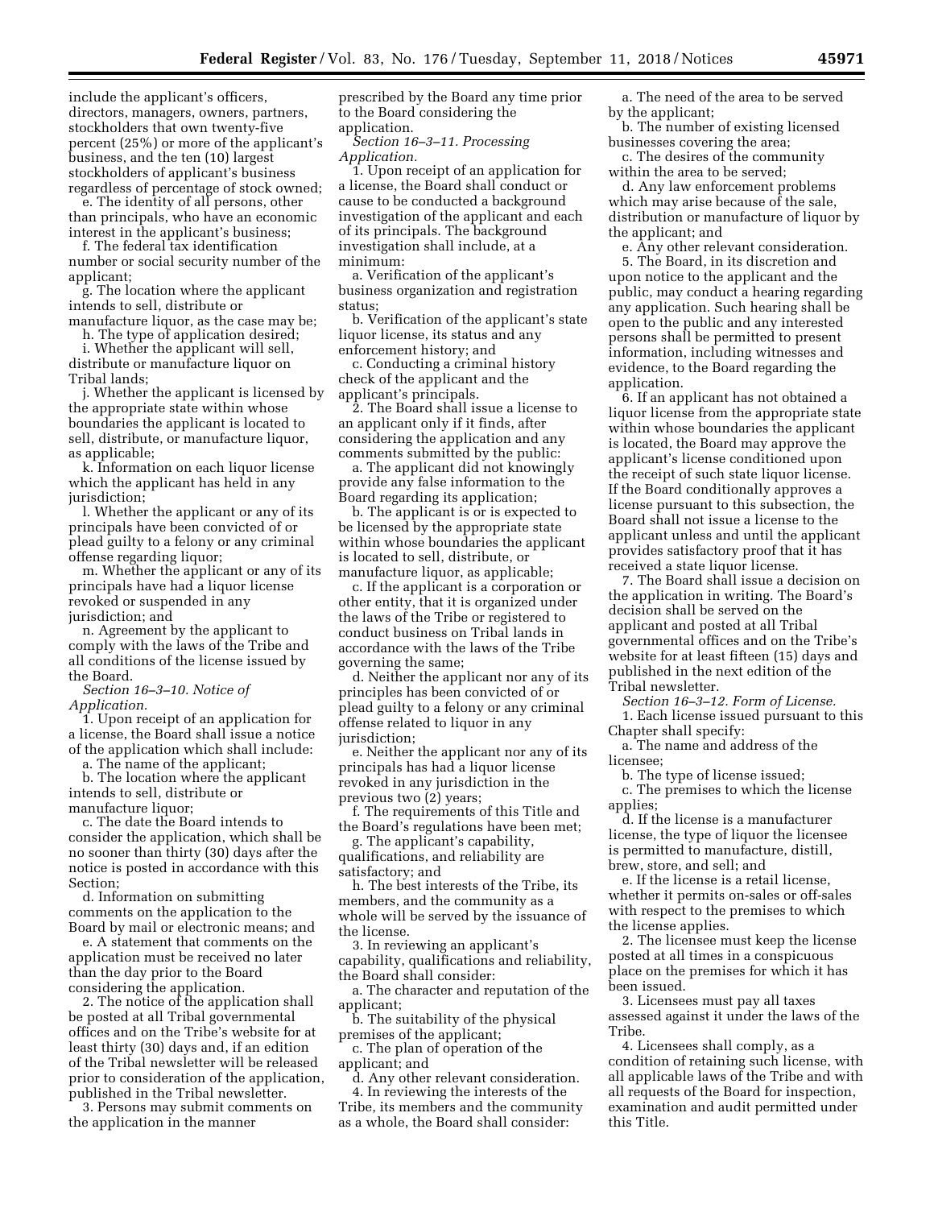include the applicant's officers, directors, managers, owners, partners, stockholders that own twenty-five percent (25%) or more of the applicant's business, and the ten (10) largest stockholders of applicant's business regardless of percentage of stock owned;

e. The identity of all persons, other than principals, who have an economic interest in the applicant's business;

f. The federal tax identification number or social security number of the applicant;

g. The location where the applicant intends to sell, distribute or manufacture liquor, as the case may be;

h. The type of application desired;

i. Whether the applicant will sell, distribute or manufacture liquor on Tribal lands;

j. Whether the applicant is licensed by the appropriate state within whose boundaries the applicant is located to sell, distribute, or manufacture liquor, as applicable;

k. Information on each liquor license which the applicant has held in any jurisdiction;

l. Whether the applicant or any of its principals have been convicted of or plead guilty to a felony or any criminal offense regarding liquor;

m. Whether the applicant or any of its principals have had a liquor license revoked or suspended in any jurisdiction; and

n. Agreement by the applicant to comply with the laws of the Tribe and all conditions of the license issued by the Board.

*Section 16–3–10. Notice of Application.*

1. Upon receipt of an application for a license, the Board shall issue a notice of the application which shall include:

a. The name of the applicant;

b. The location where the applicant intends to sell, distribute or manufacture liquor;

c. The date the Board intends to consider the application, which shall be no sooner than thirty (30) days after the notice is posted in accordance with this Section;

d. Information on submitting comments on the application to the Board by mail or electronic means; and

e. A statement that comments on the application must be received no later than the day prior to the Board considering the application.

2. The notice of the application shall be posted at all Tribal governmental offices and on the Tribe's website for at least thirty (30) days and, if an edition of the Tribal newsletter will be released prior to consideration of the application, published in the Tribal newsletter.

3. Persons may submit comments on the application in the manner prescribed by the Board any time prior to the Board considering the application.

*Section 16–3–11. Processing Application.*

1. Upon receipt of an application for a license, the Board shall conduct or cause to be conducted a background investigation of the applicant and each of its principals. The background investigation shall include, at a minimum:

a. Verification of the applicant's business organization and registration status;

b. Verification of the applicant's state liquor license, its status and any enforcement history; and

c. Conducting a criminal history check of the applicant and the applicant's principals.

2. The Board shall issue a license to an applicant only if it finds, after considering the application and any comments submitted by the public:

a. The applicant did not knowingly provide any false information to the Board regarding its application;

b. The applicant is or is expected to be licensed by the appropriate state within whose boundaries the applicant is located to sell, distribute, or manufacture liquor, as applicable;

c. If the applicant is a corporation or other entity, that it is organized under the laws of the Tribe or registered to conduct business on Tribal lands in accordance with the laws of the Tribe governing the same;

d. Neither the applicant nor any of its principles has been convicted of or plead guilty to a felony or any criminal offense related to liquor in any jurisdiction;

e. Neither the applicant nor any of its principals has had a liquor license revoked in any jurisdiction in the previous two (2) years;

f. The requirements of this Title and the Board's regulations have been met;

g. The applicant's capability, qualifications, and reliability are satisfactory; and

h. The best interests of the Tribe, its members, and the community as a whole will be served by the issuance of the license.

3. In reviewing an applicant's capability, qualifications and reliability, the Board shall consider:

a. The character and reputation of the applicant;

b. The suitability of the physical premises of the applicant;

c. The plan of operation of the applicant; and

d. Any other relevant consideration.

4. In reviewing the interests of the Tribe, its members and the community as a whole, the Board shall consider:

a. The need of the area to be served by the applicant;

b. The number of existing licensed businesses covering the area;

c. The desires of the community within the area to be served;

d. Any law enforcement problems which may arise because of the sale, distribution or manufacture of liquor by the applicant; and

e. Any other relevant consideration.

5. The Board, in its discretion and upon notice to the applicant and the public, may conduct a hearing regarding any application. Such hearing shall be open to the public and any interested persons shall be permitted to present information, including witnesses and evidence, to the Board regarding the application.

6. If an applicant has not obtained a liquor license from the appropriate state within whose boundaries the applicant is located, the Board may approve the applicant's license conditioned upon the receipt of such state liquor license. If the Board conditionally approves a license pursuant to this subsection, the Board shall not issue a license to the applicant unless and until the applicant provides satisfactory proof that it has received a state liquor license.

7. The Board shall issue a decision on the application in writing. The Board's decision shall be served on the applicant and posted at all Tribal governmental offices and on the Tribe's website for at least fifteen (15) days and published in the next edition of the Tribal newsletter.

*Section 16–3–12. Form of License.*

1. Each license issued pursuant to this Chapter shall specify:

a. The name and address of the licensee;

b. The type of license issued;

c. The premises to which the license applies;

d. If the license is a manufacturer license, the type of liquor the licensee is permitted to manufacture, distill, brew, store, and sell; and

e. If the license is a retail license, whether it permits on-sales or off-sales with respect to the premises to which the license applies.

2. The licensee must keep the license posted at all times in a conspicuous place on the premises for which it has been issued.

3. Licensees must pay all taxes assessed against it under the laws of the Tribe.

4. Licensees shall comply, as a condition of retaining such license, with all applicable laws of the Tribe and with all requests of the Board for inspection, examination and audit permitted under this Title.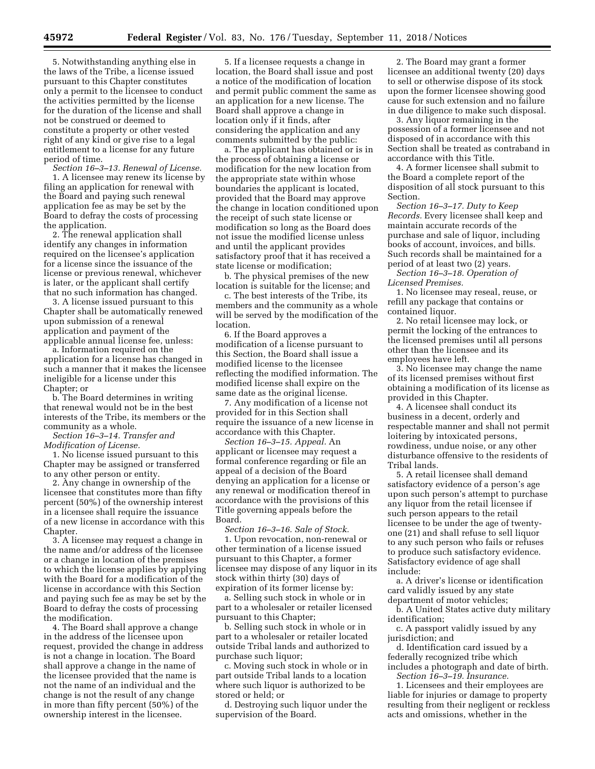5. Notwithstanding anything else in the laws of the Tribe, a license issued pursuant to this Chapter constitutes only a permit to the licensee to conduct the activities permitted by the license for the duration of the license and shall not be construed or deemed to constitute a property or other vested right of any kind or give rise to a legal entitlement to a license for any future period of time.

*Section 16–3–13. Renewal of License.*

1. A licensee may renew its license by filing an application for renewal with the Board and paying such renewal application fee as may be set by the Board to defray the costs of processing the application.

2. The renewal application shall identify any changes in information required on the licensee's application for a license since the issuance of the license or previous renewal, whichever is later, or the applicant shall certify that no such information has changed.

3. A license issued pursuant to this Chapter shall be automatically renewed upon submission of a renewal application and payment of the applicable annual license fee, unless:

a. Information required on the application for a license has changed in such a manner that it makes the licensee ineligible for a license under this Chapter; or

b. The Board determines in writing that renewal would not be in the best interests of the Tribe, its members or the community as a whole.

*Section 16–3–14. Transfer and Modification of License.*

1. No license issued pursuant to this Chapter may be assigned or transferred to any other person or entity.

2. Any change in ownership of the licensee that constitutes more than fifty percent (50%) of the ownership interest in a licensee shall require the issuance of a new license in accordance with this Chapter.

3. A licensee may request a change in the name and/or address of the licensee or a change in location of the premises to which the license applies by applying with the Board for a modification of the license in accordance with this Section and paying such fee as may be set by the Board to defray the costs of processing the modification.

4. The Board shall approve a change in the address of the licensee upon request, provided the change in address is not a change in location. The Board shall approve a change in the name of the licensee provided that the name is not the name of an individual and the change is not the result of any change in more than fifty percent (50%) of the ownership interest in the licensee.

5. If a licensee requests a change in location, the Board shall issue and post a notice of the modification of location and permit public comment the same as an application for a new license. The Board shall approve a change in location only if it finds, after considering the application and any comments submitted by the public:

a. The applicant has obtained or is in the process of obtaining a license or modification for the new location from the appropriate state within whose boundaries the applicant is located, provided that the Board may approve the change in location conditioned upon the receipt of such state license or modification so long as the Board does not issue the modified license unless and until the applicant provides satisfactory proof that it has received a state license or modification;

b. The physical premises of the new location is suitable for the license; and

c. The best interests of the Tribe, its members and the community as a whole will be served by the modification of the location.

6. If the Board approves a modification of a license pursuant to this Section, the Board shall issue a modified license to the licensee reflecting the modified information. The modified license shall expire on the same date as the original license.

7. Any modification of a license not provided for in this Section shall require the issuance of a new license in accordance with this Chapter.

*Section 16–3–15. Appeal.* An applicant or licensee may request a formal conference regarding or file an appeal of a decision of the Board denying an application for a license or any renewal or modification thereof in accordance with the provisions of this Title governing appeals before the Board.

*Section 16–3–16. Sale of Stock.*

1. Upon revocation, non-renewal or other termination of a license issued pursuant to this Chapter, a former licensee may dispose of any liquor in its stock within thirty (30) days of expiration of its former license by:

a. Selling such stock in whole or in part to a wholesaler or retailer licensed pursuant to this Chapter;

b. Selling such stock in whole or in part to a wholesaler or retailer located outside Tribal lands and authorized to purchase such liquor;

c. Moving such stock in whole or in part outside Tribal lands to a location where such liquor is authorized to be stored or held; or

d. Destroying such liquor under the supervision of the Board.

2. The Board may grant a former licensee an additional twenty (20) days to sell or otherwise dispose of its stock upon the former licensee showing good cause for such extension and no failure in due diligence to make such disposal.

3. Any liquor remaining in the possession of a former licensee and not disposed of in accordance with this Section shall be treated as contraband in accordance with this Title.

4. A former licensee shall submit to the Board a complete report of the disposition of all stock pursuant to this Section.

*Section 16–3–17. Duty to Keep Records.* Every licensee shall keep and maintain accurate records of the purchase and sale of liquor, including books of account, invoices, and bills. Such records shall be maintained for a period of at least two (2) years.

*Section 16–3–18. Operation of Licensed Premises.*

1. No licensee may reseal, reuse, or refill any package that contains or contained liquor.

2. No retail licensee may lock, or permit the locking of the entrances to the licensed premises until all persons other than the licensee and its employees have left.

3. No licensee may change the name of its licensed premises without first obtaining a modification of its license as provided in this Chapter.

4. A licensee shall conduct its business in a decent, orderly and respectable manner and shall not permit loitering by intoxicated persons, rowdiness, undue noise, or any other disturbance offensive to the residents of Tribal lands.

5. A retail licensee shall demand satisfactory evidence of a person's age upon such person's attempt to purchase any liquor from the retail licensee if such person appears to the retail licensee to be under the age of twenty-one (21) and shall refuse to sell liquor to any such person who fails or refuses to produce such satisfactory evidence. Satisfactory evidence of age shall include:

a. A driver's license or identification card validly issued by any state department of motor vehicles;

b. A United States active duty military identification;

c. A passport validly issued by any jurisdiction; and

d. Identification card issued by a federally recognized tribe which includes a photograph and date of birth.

*Section 16–3–19. Insurance.*

1. Licensees and their employees are liable for injuries or damage to property resulting from their negligent or reckless acts and omissions, whether in the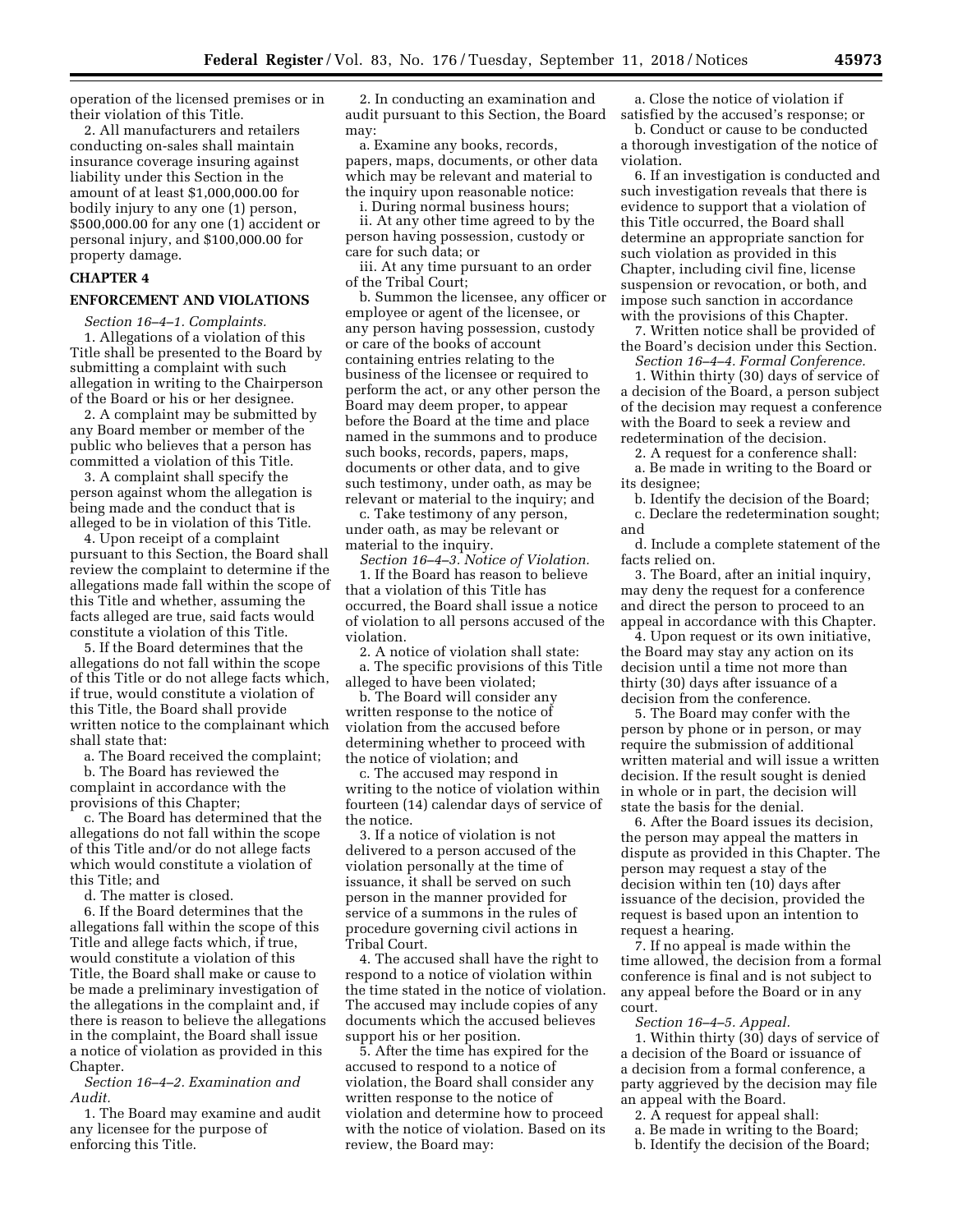operation of the licensed premises or in their violation of this Title.

2. All manufacturers and retailers conducting on-sales shall maintain insurance coverage insuring against liability under this Section in the amount of at least $1,000,000.00 for bodily injury to any one (1) person, $500,000.00 for any one (1) accident or personal injury, and $100,000.00 for property damage.

## CHAPTER 4

## ENFORCEMENT AND VIOLATIONS

*Section 16–4–1. Complaints.*

1. Allegations of a violation of this Title shall be presented to the Board by submitting a complaint with such allegation in writing to the Chairperson of the Board or his or her designee.

2. A complaint may be submitted by any Board member or member of the public who believes that a person has committed a violation of this Title.

3. A complaint shall specify the person against whom the allegation is being made and the conduct that is alleged to be in violation of this Title.

4. Upon receipt of a complaint pursuant to this Section, the Board shall review the complaint to determine if the allegations made fall within the scope of this Title and whether, assuming the facts alleged are true, said facts would constitute a violation of this Title.

5. If the Board determines that the allegations do not fall within the scope of this Title or do not allege facts which, if true, would constitute a violation of this Title, the Board shall provide written notice to the complainant which shall state that:

a. The Board received the complaint;

b. The Board has reviewed the complaint in accordance with the provisions of this Chapter;

c. The Board has determined that the allegations do not fall within the scope of this Title and/or do not allege facts which would constitute a violation of this Title; and

d. The matter is closed.

6. If the Board determines that the allegations fall within the scope of this Title and allege facts which, if true, would constitute a violation of this Title, the Board shall make or cause to be made a preliminary investigation of the allegations in the complaint and, if there is reason to believe the allegations in the complaint, the Board shall issue a notice of violation as provided in this Chapter.

*Section 16–4–2. Examination and Audit.*

1. The Board may examine and audit any licensee for the purpose of enforcing this Title.

2. In conducting an examination and audit pursuant to this Section, the Board may:

a. Examine any books, records, papers, maps, documents, or other data which may be relevant and material to the inquiry upon reasonable notice:

i. During normal business hours;

ii. At any other time agreed to by the person having possession, custody or care for such data; or

iii. At any time pursuant to an order of the Tribal Court;

b. Summon the licensee, any officer or employee or agent of the licensee, or any person having possession, custody or care of the books of account containing entries relating to the business of the licensee or required to perform the act, or any other person the Board may deem proper, to appear before the Board at the time and place named in the summons and to produce such books, records, papers, maps, documents or other data, and to give such testimony, under oath, as may be relevant or material to the inquiry; and

c. Take testimony of any person, under oath, as may be relevant or material to the inquiry.

*Section 16–4–3. Notice of Violation.*

1. If the Board has reason to believe that a violation of this Title has occurred, the Board shall issue a notice of violation to all persons accused of the violation.

2. A notice of violation shall state:

a. The specific provisions of this Title alleged to have been violated;

b. The Board will consider any written response to the notice of violation from the accused before determining whether to proceed with the notice of violation; and

c. The accused may respond in writing to the notice of violation within fourteen (14) calendar days of service of the notice.

3. If a notice of violation is not delivered to a person accused of the violation personally at the time of issuance, it shall be served on such person in the manner provided for service of a summons in the rules of procedure governing civil actions in Tribal Court.

4. The accused shall have the right to respond to a notice of violation within the time stated in the notice of violation. The accused may include copies of any documents which the accused believes support his or her position.

5. After the time has expired for the accused to respond to a notice of violation, the Board shall consider any written response to the notice of violation and determine how to proceed with the notice of violation. Based on its review, the Board may:

a. Close the notice of violation if satisfied by the accused's response; or

b. Conduct or cause to be conducted a thorough investigation of the notice of violation.

6. If an investigation is conducted and such investigation reveals that there is evidence to support that a violation of this Title occurred, the Board shall determine an appropriate sanction for such violation as provided in this Chapter, including civil fine, license suspension or revocation, or both, and impose such sanction in accordance with the provisions of this Chapter.

7. Written notice shall be provided of the Board's decision under this Section.

*Section 16–4–4. Formal Conference.*

1. Within thirty (30) days of service of a decision of the Board, a person subject of the decision may request a conference with the Board to seek a review and redetermination of the decision.

2. A request for a conference shall:

a. Be made in writing to the Board or its designee;

b. Identify the decision of the Board;

c. Declare the redetermination sought; and

d. Include a complete statement of the facts relied on.

3. The Board, after an initial inquiry, may deny the request for a conference and direct the person to proceed to an appeal in accordance with this Chapter.

4. Upon request or its own initiative, the Board may stay any action on its decision until a time not more than thirty (30) days after issuance of a decision from the conference.

5. The Board may confer with the person by phone or in person, or may require the submission of additional written material and will issue a written decision. If the result sought is denied in whole or in part, the decision will state the basis for the denial.

6. After the Board issues its decision, the person may appeal the matters in dispute as provided in this Chapter. The person may request a stay of the decision within ten (10) days after issuance of the decision, provided the request is based upon an intention to request a hearing.

7. If no appeal is made within the time allowed, the decision from a formal conference is final and is not subject to any appeal before the Board or in any court.

*Section 16–4–5. Appeal.*

1. Within thirty (30) days of service of a decision of the Board or issuance of a decision from a formal conference, a party aggrieved by the decision may file an appeal with the Board.

2. A request for appeal shall:

a. Be made in writing to the Board;

b. Identify the decision of the Board;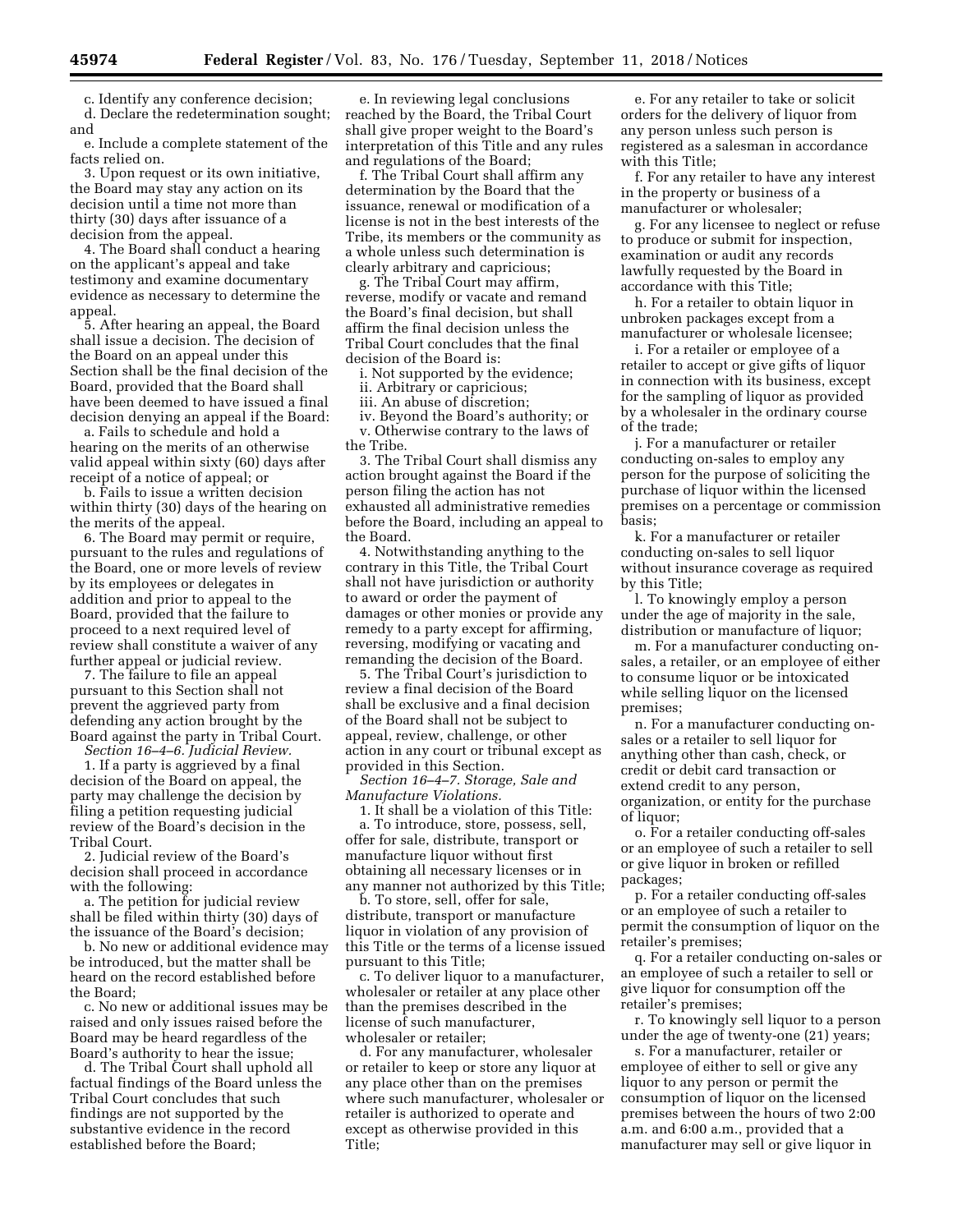c. Identify any conference decision;

d. Declare the redetermination sought; and

e. Include a complete statement of the facts relied on.

3. Upon request or its own initiative, the Board may stay any action on its decision until a time not more than thirty (30) days after issuance of a decision from the appeal.

4. The Board shall conduct a hearing on the applicant's appeal and take testimony and examine documentary evidence as necessary to determine the appeal.

5. After hearing an appeal, the Board shall issue a decision. The decision of the Board on an appeal under this Section shall be the final decision of the Board, provided that the Board shall have been deemed to have issued a final decision denying an appeal if the Board:

a. Fails to schedule and hold a hearing on the merits of an otherwise valid appeal within sixty (60) days after receipt of a notice of appeal; or

b. Fails to issue a written decision within thirty (30) days of the hearing on the merits of the appeal.

6. The Board may permit or require, pursuant to the rules and regulations of the Board, one or more levels of review by its employees or delegates in addition and prior to appeal to the Board, provided that the failure to proceed to a next required level of review shall constitute a waiver of any further appeal or judicial review.

7. The failure to file an appeal pursuant to this Section shall not prevent the aggrieved party from defending any action brought by the Board against the party in Tribal Court.

*Section 16–4–6. Judicial Review.*

1. If a party is aggrieved by a final decision of the Board on appeal, the party may challenge the decision by filing a petition requesting judicial review of the Board's decision in the Tribal Court.

2. Judicial review of the Board's decision shall proceed in accordance with the following:

a. The petition for judicial review shall be filed within thirty (30) days of the issuance of the Board's decision;

b. No new or additional evidence may be introduced, but the matter shall be heard on the record established before the Board;

c. No new or additional issues may be raised and only issues raised before the Board may be heard regardless of the Board's authority to hear the issue;

d. The Tribal Court shall uphold all factual findings of the Board unless the Tribal Court concludes that such findings are not supported by the substantive evidence in the record established before the Board;

e. In reviewing legal conclusions reached by the Board, the Tribal Court shall give proper weight to the Board's interpretation of this Title and any rules and regulations of the Board;

f. The Tribal Court shall affirm any determination by the Board that the issuance, renewal or modification of a license is not in the best interests of the Tribe, its members or the community as a whole unless such determination is clearly arbitrary and capricious;

g. The Tribal Court may affirm, reverse, modify or vacate and remand the Board's final decision, but shall affirm the final decision unless the Tribal Court concludes that the final decision of the Board is:

i. Not supported by the evidence;

ii. Arbitrary or capricious;

iii. An abuse of discretion;

iv. Beyond the Board's authority; or

v. Otherwise contrary to the laws of the Tribe.

3. The Tribal Court shall dismiss any action brought against the Board if the person filing the action has not exhausted all administrative remedies before the Board, including an appeal to the Board.

4. Notwithstanding anything to the contrary in this Title, the Tribal Court shall not have jurisdiction or authority to award or order the payment of damages or other monies or provide any remedy to a party except for affirming, reversing, modifying or vacating and remanding the decision of the Board.

5. The Tribal Court's jurisdiction to review a final decision of the Board shall be exclusive and a final decision of the Board shall not be subject to appeal, review, challenge, or other action in any court or tribunal except as provided in this Section.

*Section 16–4–7. Storage, Sale and Manufacture Violations.*

1. It shall be a violation of this Title:

a. To introduce, store, possess, sell, offer for sale, distribute, transport or manufacture liquor without first obtaining all necessary licenses or in any manner not authorized by this Title;

b. To store, sell, offer for sale, distribute, transport or manufacture liquor in violation of any provision of this Title or the terms of a license issued pursuant to this Title;

c. To deliver liquor to a manufacturer, wholesaler or retailer at any place other than the premises described in the license of such manufacturer, wholesaler or retailer;

d. For any manufacturer, wholesaler or retailer to keep or store any liquor at any place other than on the premises where such manufacturer, wholesaler or retailer is authorized to operate and except as otherwise provided in this Title;

e. For any retailer to take or solicit orders for the delivery of liquor from any person unless such person is registered as a salesman in accordance with this Title;

f. For any retailer to have any interest in the property or business of a manufacturer or wholesaler;

g. For any licensee to neglect or refuse to produce or submit for inspection, examination or audit any records lawfully requested by the Board in accordance with this Title;

h. For a retailer to obtain liquor in unbroken packages except from a manufacturer or wholesale licensee;

i. For a retailer or employee of a retailer to accept or give gifts of liquor in connection with its business, except for the sampling of liquor as provided by a wholesaler in the ordinary course of the trade;

j. For a manufacturer or retailer conducting on-sales to employ any person for the purpose of soliciting the purchase of liquor within the licensed premises on a percentage or commission basis;

k. For a manufacturer or retailer conducting on-sales to sell liquor without insurance coverage as required by this Title;

l. To knowingly employ a person under the age of majority in the sale, distribution or manufacture of liquor;

m. For a manufacturer conducting on-sales, a retailer, or an employee of either to consume liquor or be intoxicated while selling liquor on the licensed premises;

n. For a manufacturer conducting on-sales or a retailer to sell liquor for anything other than cash, check, or credit or debit card transaction or extend credit to any person, organization, or entity for the purchase of liquor;

o. For a retailer conducting off-sales or an employee of such a retailer to sell or give liquor in broken or refilled packages;

p. For a retailer conducting off-sales or an employee of such a retailer to permit the consumption of liquor on the retailer's premises;

q. For a retailer conducting on-sales or an employee of such a retailer to sell or give liquor for consumption off the retailer's premises;

r. To knowingly sell liquor to a person under the age of twenty-one (21) years;

s. For a manufacturer, retailer or employee of either to sell or give any liquor to any person or permit the consumption of liquor on the licensed premises between the hours of two 2:00 a.m. and 6:00 a.m., provided that a manufacturer may sell or give liquor in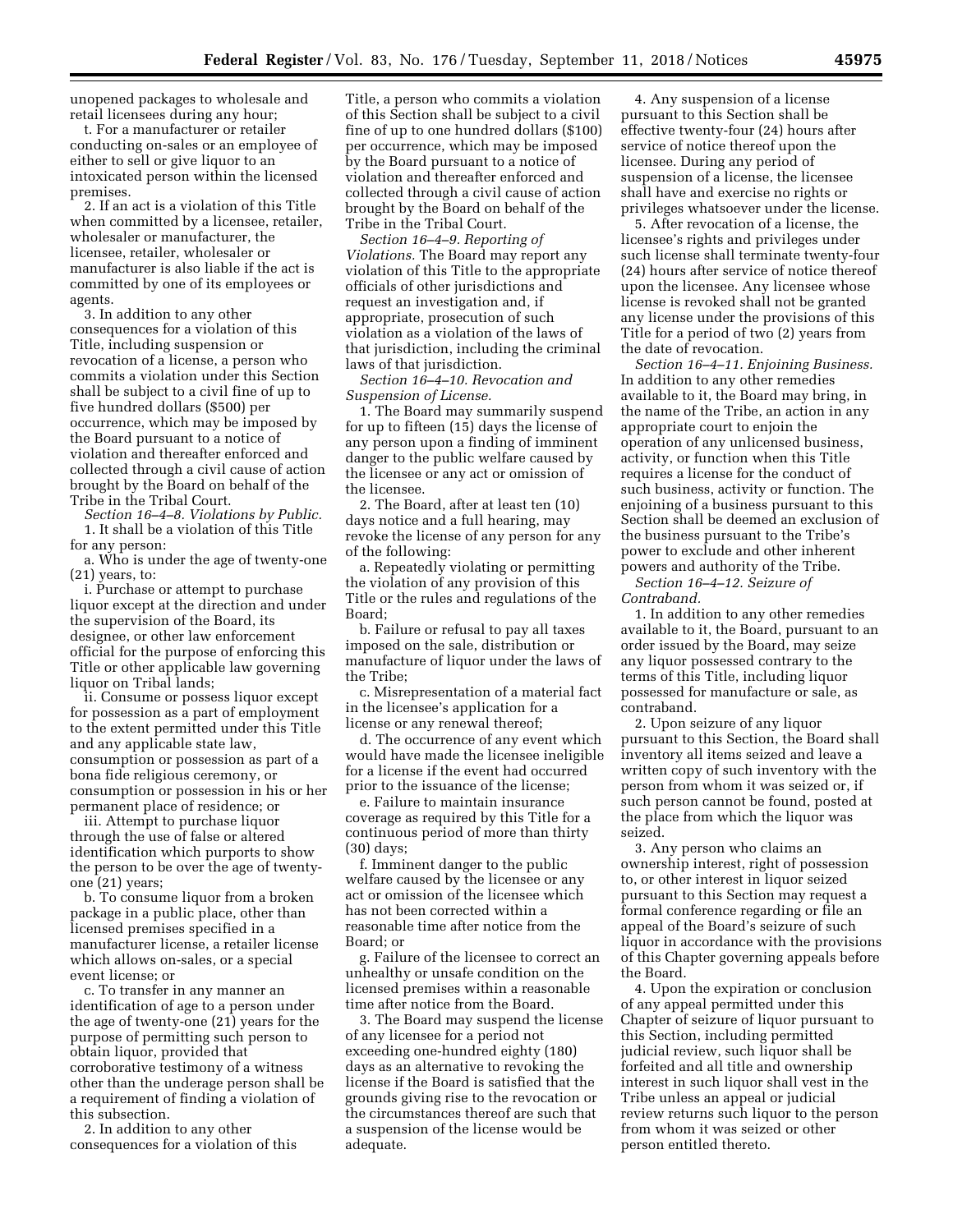unopened packages to wholesale and retail licensees during any hour;

t. For a manufacturer or retailer conducting on-sales or an employee of either to sell or give liquor to an intoxicated person within the licensed premises.

2. If an act is a violation of this Title when committed by a licensee, retailer, wholesaler or manufacturer, the licensee, retailer, wholesaler or manufacturer is also liable if the act is committed by one of its employees or agents.

3. In addition to any other consequences for a violation of this Title, including suspension or revocation of a license, a person who commits a violation under this Section shall be subject to a civil fine of up to five hundred dollars ($500) per occurrence, which may be imposed by the Board pursuant to a notice of violation and thereafter enforced and collected through a civil cause of action brought by the Board on behalf of the Tribe in the Tribal Court.

*Section 16–4–8. Violations by Public.*

1. It shall be a violation of this Title for any person:

a. Who is under the age of twenty-one (21) years, to:

i. Purchase or attempt to purchase liquor except at the direction and under the supervision of the Board, its designee, or other law enforcement official for the purpose of enforcing this Title or other applicable law governing liquor on Tribal lands;

ii. Consume or possess liquor except for possession as a part of employment to the extent permitted under this Title and any applicable state law, consumption or possession as part of a bona fide religious ceremony, or consumption or possession in his or her permanent place of residence; or

iii. Attempt to purchase liquor through the use of false or altered identification which purports to show the person to be over the age of twenty-one (21) years;

b. To consume liquor from a broken package in a public place, other than licensed premises specified in a manufacturer license, a retailer license which allows on-sales, or a special event license; or

c. To transfer in any manner an identification of age to a person under the age of twenty-one (21) years for the purpose of permitting such person to obtain liquor, provided that corroborative testimony of a witness other than the underage person shall be a requirement of finding a violation of this subsection.

2. In addition to any other consequences for a violation of this Title, a person who commits a violation of this Section shall be subject to a civil fine of up to one hundred dollars ($100) per occurrence, which may be imposed by the Board pursuant to a notice of violation and thereafter enforced and collected through a civil cause of action brought by the Board on behalf of the Tribe in the Tribal Court.

*Section 16–4–9. Reporting of Violations.* The Board may report any violation of this Title to the appropriate officials of other jurisdictions and request an investigation and, if appropriate, prosecution of such violation as a violation of the laws of that jurisdiction, including the criminal laws of that jurisdiction.

*Section 16–4–10. Revocation and Suspension of License.*

1. The Board may summarily suspend for up to fifteen (15) days the license of any person upon a finding of imminent danger to the public welfare caused by the licensee or any act or omission of the licensee.

2. The Board, after at least ten (10) days notice and a full hearing, may revoke the license of any person for any of the following:

a. Repeatedly violating or permitting the violation of any provision of this Title or the rules and regulations of the Board;

b. Failure or refusal to pay all taxes imposed on the sale, distribution or manufacture of liquor under the laws of the Tribe;

c. Misrepresentation of a material fact in the licensee's application for a license or any renewal thereof;

d. The occurrence of any event which would have made the licensee ineligible for a license if the event had occurred prior to the issuance of the license;

e. Failure to maintain insurance coverage as required by this Title for a continuous period of more than thirty (30) days;

f. Imminent danger to the public welfare caused by the licensee or any act or omission of the licensee which has not been corrected within a reasonable time after notice from the Board; or

g. Failure of the licensee to correct an unhealthy or unsafe condition on the licensed premises within a reasonable time after notice from the Board.

3. The Board may suspend the license of any licensee for a period not exceeding one-hundred eighty (180) days as an alternative to revoking the license if the Board is satisfied that the grounds giving rise to the revocation or the circumstances thereof are such that a suspension of the license would be adequate.

4. Any suspension of a license pursuant to this Section shall be effective twenty-four (24) hours after service of notice thereof upon the licensee. During any period of suspension of a license, the licensee shall have and exercise no rights or privileges whatsoever under the license.

5. After revocation of a license, the licensee's rights and privileges under such license shall terminate twenty-four (24) hours after service of notice thereof upon the licensee. Any licensee whose license is revoked shall not be granted any license under the provisions of this Title for a period of two (2) years from the date of revocation.

*Section 16–4–11. Enjoining Business.* In addition to any other remedies available to it, the Board may bring, in the name of the Tribe, an action in any appropriate court to enjoin the operation of any unlicensed business, activity, or function when this Title requires a license for the conduct of such business, activity or function. The enjoining of a business pursuant to this Section shall be deemed an exclusion of the business pursuant to the Tribe's power to exclude and other inherent powers and authority of the Tribe.

*Section 16–4–12. Seizure of Contraband.*

1. In addition to any other remedies available to it, the Board, pursuant to an order issued by the Board, may seize any liquor possessed contrary to the terms of this Title, including liquor possessed for manufacture or sale, as contraband.

2. Upon seizure of any liquor pursuant to this Section, the Board shall inventory all items seized and leave a written copy of such inventory with the person from whom it was seized or, if such person cannot be found, posted at the place from which the liquor was seized.

3. Any person who claims an ownership interest, right of possession to, or other interest in liquor seized pursuant to this Section may request a formal conference regarding or file an appeal of the Board's seizure of such liquor in accordance with the provisions of this Chapter governing appeals before the Board.

4. Upon the expiration or conclusion of any appeal permitted under this Chapter of seizure of liquor pursuant to this Section, including permitted judicial review, such liquor shall be forfeited and all title and ownership interest in such liquor shall vest in the Tribe unless an appeal or judicial review returns such liquor to the person from whom it was seized or other person entitled thereto.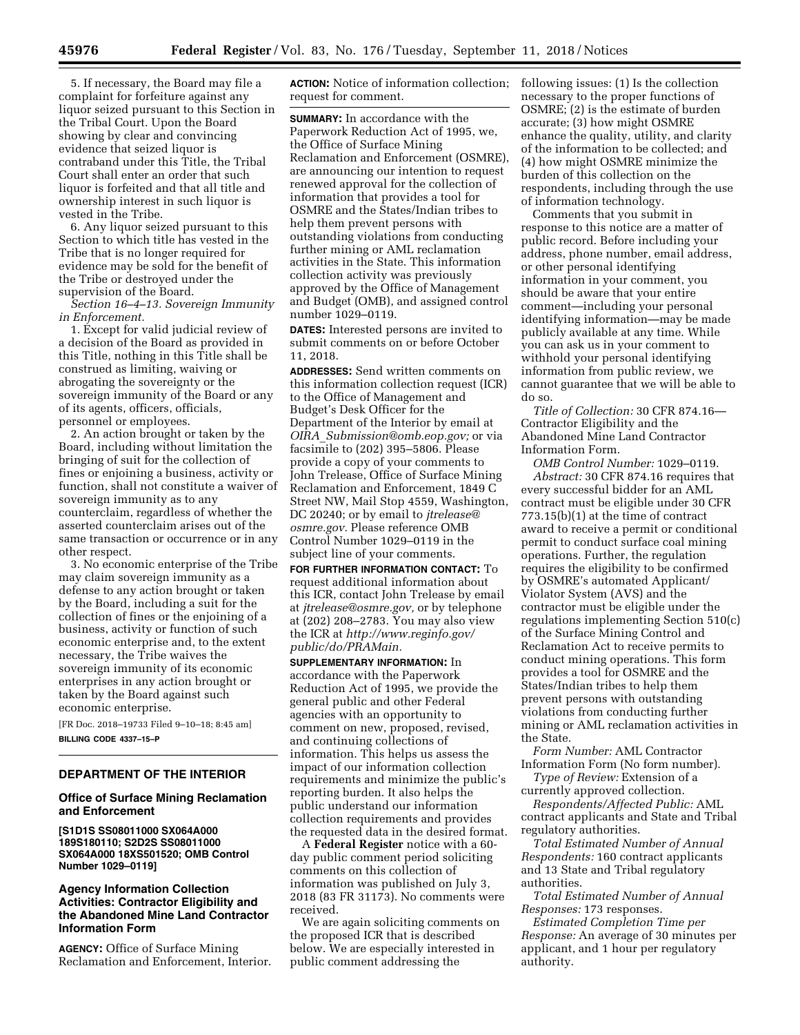5. If necessary, the Board may file a complaint for forfeiture against any liquor seized pursuant to this Section in the Tribal Court. Upon the Board showing by clear and convincing evidence that seized liquor is contraband under this Title, the Tribal Court shall enter an order that such liquor is forfeited and that all title and ownership interest in such liquor is vested in the Tribe.

6. Any liquor seized pursuant to this Section to which title has vested in the Tribe that is no longer required for evidence may be sold for the benefit of the Tribe or destroyed under the supervision of the Board.

*Section 16–4–13. Sovereign Immunity in Enforcement.*

1. Except for valid judicial review of a decision of the Board as provided in this Title, nothing in this Title shall be construed as limiting, waiving or abrogating the sovereignty or the sovereign immunity of the Board or any of its agents, officers, officials, personnel or employees.

2. An action brought or taken by the Board, including without limitation the bringing of suit for the collection of fines or enjoining a business, activity or function, shall not constitute a waiver of sovereign immunity as to any counterclaim, regardless of whether the asserted counterclaim arises out of the same transaction or occurrence or in any other respect.

3. No economic enterprise of the Tribe may claim sovereign immunity as a defense to any action brought or taken by the Board, including a suit for the collection of fines or the enjoining of a business, activity or function of such economic enterprise and, to the extent necessary, the Tribe waives the sovereign immunity of its economic enterprises in any action brought or taken by the Board against such economic enterprise.

[FR Doc. 2018–19733 Filed 9–10–18; 8:45 am]

**BILLING CODE 4337–15–P**

## DEPARTMENT OF THE INTERIOR

### Office of Surface Mining Reclamation and Enforcement

**[S1D1S SS08011000 SX064A000 189S180110; S2D2S SS08011000 SX064A000 18XS501520; OMB Control Number 1029–0119]**

### Agency Information Collection Activities: Contractor Eligibility and the Abandoned Mine Land Contractor Information Form

**AGENCY:** Office of Surface Mining Reclamation and Enforcement, Interior.

**ACTION:** Notice of information collection; request for comment.

**SUMMARY:** In accordance with the Paperwork Reduction Act of 1995, we, the Office of Surface Mining Reclamation and Enforcement (OSMRE), are announcing our intention to request renewed approval for the collection of information that provides a tool for OSMRE and the States/Indian tribes to help them prevent persons with outstanding violations from conducting further mining or AML reclamation activities in the State. This information collection activity was previously approved by the Office of Management and Budget (OMB), and assigned control number 1029–0119.

**DATES:** Interested persons are invited to submit comments on or before October 11, 2018.

**ADDRESSES:** Send written comments on this information collection request (ICR) to the Office of Management and Budget's Desk Officer for the Department of the Interior by email at *OIRA_Submission@omb.eop.gov;* or via facsimile to (202) 395–5806. Please provide a copy of your comments to John Trelease, Office of Surface Mining Reclamation and Enforcement, 1849 C Street NW, Mail Stop 4559, Washington, DC 20240; or by email to *jtrelease@osmre.gov.* Please reference OMB Control Number 1029–0119 in the subject line of your comments.

**FOR FURTHER INFORMATION CONTACT:** To request additional information about this ICR, contact John Trelease by email at *jtrelease@osmre.gov,* or by telephone at (202) 208–2783. You may also view the ICR at *http://www.reginfo.gov/public/do/PRAMain.*

**SUPPLEMENTARY INFORMATION:** In accordance with the Paperwork Reduction Act of 1995, we provide the general public and other Federal agencies with an opportunity to comment on new, proposed, revised, and continuing collections of information. This helps us assess the impact of our information collection requirements and minimize the public's reporting burden. It also helps the public understand our information collection requirements and provides the requested data in the desired format.

A **Federal Register** notice with a 60-day public comment period soliciting comments on this collection of information was published on July 3, 2018 (83 FR 31173). No comments were received.

We are again soliciting comments on the proposed ICR that is described below. We are especially interested in public comment addressing the following issues: (1) Is the collection necessary to the proper functions of OSMRE; (2) is the estimate of burden accurate; (3) how might OSMRE enhance the quality, utility, and clarity of the information to be collected; and (4) how might OSMRE minimize the burden of this collection on the respondents, including through the use of information technology.

Comments that you submit in response to this notice are a matter of public record. Before including your address, phone number, email address, or other personal identifying information in your comment, you should be aware that your entire comment—including your personal identifying information—may be made publicly available at any time. While you can ask us in your comment to withhold your personal identifying information from public review, we cannot guarantee that we will be able to do so.

*Title of Collection:* 30 CFR 874.16—Contractor Eligibility and the Abandoned Mine Land Contractor Information Form.

*OMB Control Number:* 1029–0119.

*Abstract:* 30 CFR 874.16 requires that every successful bidder for an AML contract must be eligible under 30 CFR 773.15(b)(1) at the time of contract award to receive a permit or conditional permit to conduct surface coal mining operations. Further, the regulation requires the eligibility to be confirmed by OSMRE's automated Applicant/Violator System (AVS) and the contractor must be eligible under the regulations implementing Section 510(c) of the Surface Mining Control and Reclamation Act to receive permits to conduct mining operations. This form provides a tool for OSMRE and the States/Indian tribes to help them prevent persons with outstanding violations from conducting further mining or AML reclamation activities in the State.

*Form Number:* AML Contractor Information Form (No form number).

*Type of Review:* Extension of a currently approved collection.

*Respondents/Affected Public:* AML contract applicants and State and Tribal regulatory authorities.

*Total Estimated Number of Annual Respondents:* 160 contract applicants and 13 State and Tribal regulatory authorities.

*Total Estimated Number of Annual Responses:* 173 responses.

*Estimated Completion Time per Response:* An average of 30 minutes per applicant, and 1 hour per regulatory authority.